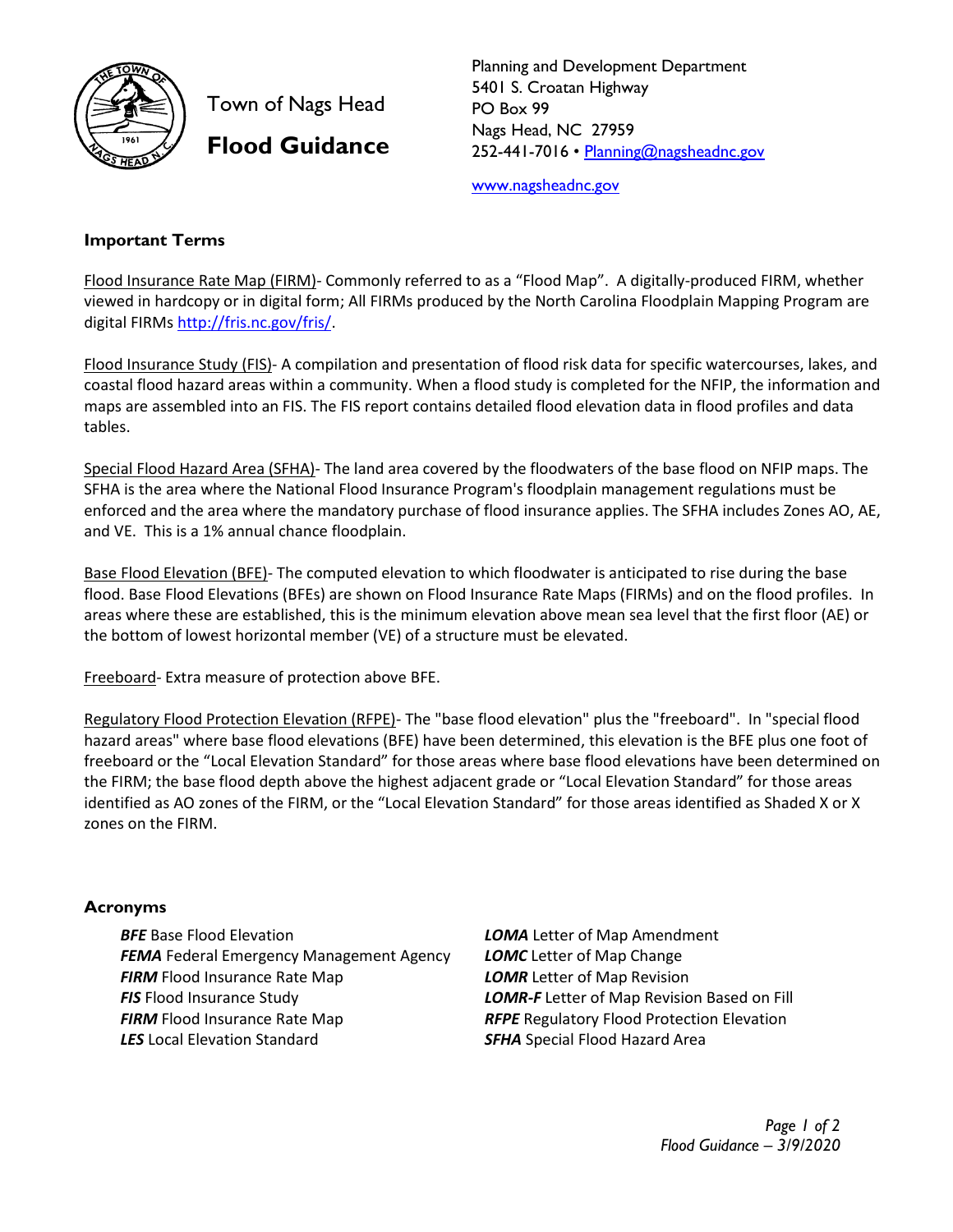Town of Nags Head

# Flood Guidance

Planning and Development Department
5401 S. Croatan Highway
PO Box 99
Nags Head, NC 27959
252-441-7016 • Planning@nagsheadnc.gov

www.nagsheadnc.gov

## Important Terms

Flood Insurance Rate Map (FIRM)- Commonly referred to as a "Flood Map". A digitally-produced FIRM, whether viewed in hardcopy or in digital form; All FIRMs produced by the North Carolina Floodplain Mapping Program are digital FIRMs http://fris.nc.gov/fris/.

Flood Insurance Study (FIS)- A compilation and presentation of flood risk data for specific watercourses, lakes, and coastal flood hazard areas within a community. When a flood study is completed for the NFIP, the information and maps are assembled into an FIS. The FIS report contains detailed flood elevation data in flood profiles and data tables.

Special Flood Hazard Area (SFHA)- The land area covered by the floodwaters of the base flood on NFIP maps. The SFHA is the area where the National Flood Insurance Program's floodplain management regulations must be enforced and the area where the mandatory purchase of flood insurance applies. The SFHA includes Zones AO, AE, and VE. This is a 1% annual chance floodplain.

Base Flood Elevation (BFE)- The computed elevation to which floodwater is anticipated to rise during the base flood. Base Flood Elevations (BFEs) are shown on Flood Insurance Rate Maps (FIRMs) and on the flood profiles. In areas where these are established, this is the minimum elevation above mean sea level that the first floor (AE) or the bottom of lowest horizontal member (VE) of a structure must be elevated.

Freeboard- Extra measure of protection above BFE.

Regulatory Flood Protection Elevation (RFPE)- The "base flood elevation" plus the "freeboard". In "special flood hazard areas" where base flood elevations (BFE) have been determined, this elevation is the BFE plus one foot of freeboard or the "Local Elevation Standard" for those areas where base flood elevations have been determined on the FIRM; the base flood depth above the highest adjacent grade or "Local Elevation Standard" for those areas identified as AO zones of the FIRM, or the "Local Elevation Standard" for those areas identified as Shaded X or X zones on the FIRM.

## Acronyms

***BFE*** Base Flood Elevation
***FEMA*** Federal Emergency Management Agency
***FIRM*** Flood Insurance Rate Map
***FIS*** Flood Insurance Study
***FIRM*** Flood Insurance Rate Map
***LES*** Local Elevation Standard
***LOMA*** Letter of Map Amendment
***LOMC*** Letter of Map Change
***LOMR*** Letter of Map Revision
***LOMR-F*** Letter of Map Revision Based on Fill
***RFPE*** Regulatory Flood Protection Elevation
***SFHA*** Special Flood Hazard Area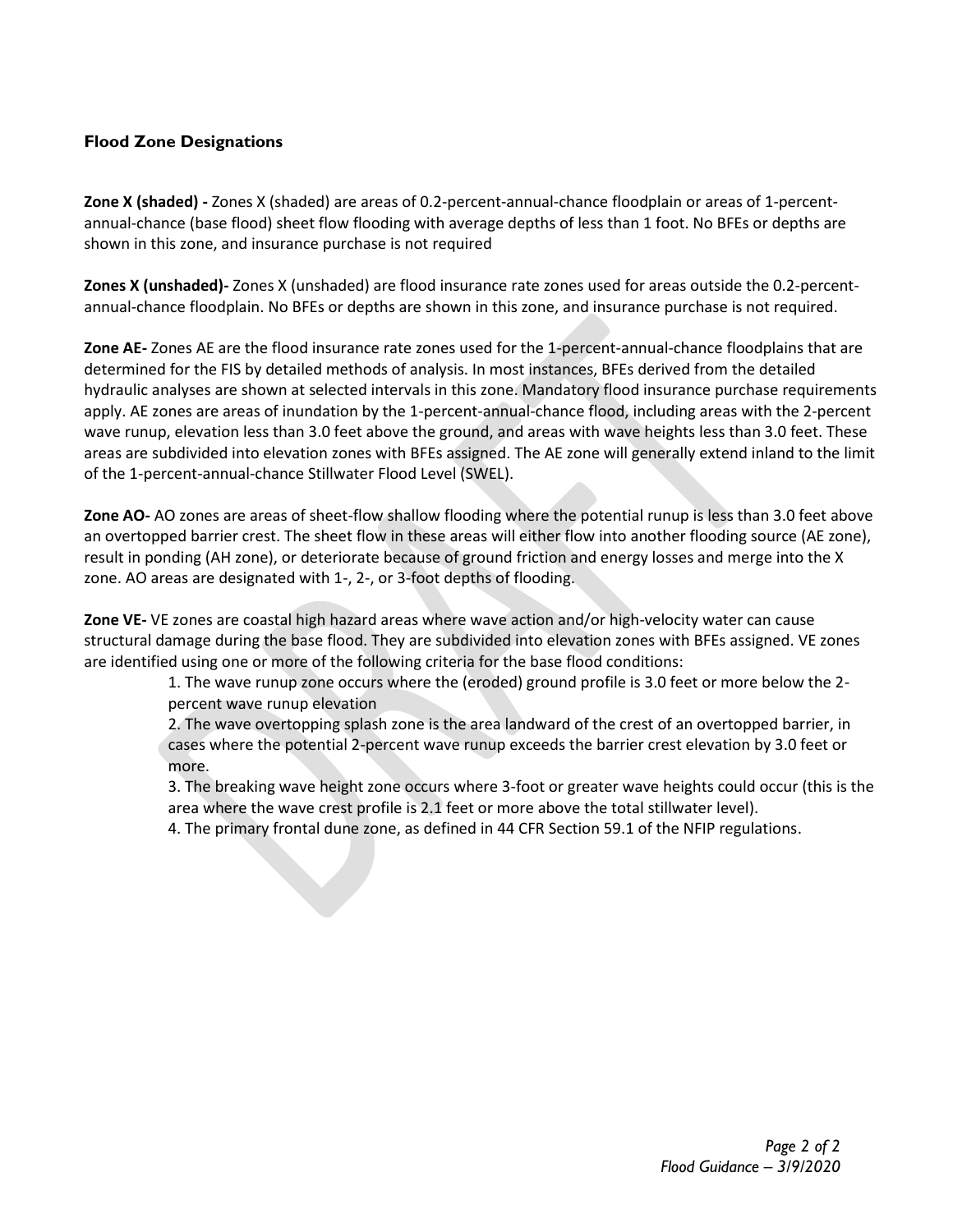## Flood Zone Designations

**Zone X (shaded) -** Zones X (shaded) are areas of 0.2-percent-annual-chance floodplain or areas of 1-percent-annual-chance (base flood) sheet flow flooding with average depths of less than 1 foot. No BFEs or depths are shown in this zone, and insurance purchase is not required

**Zones X (unshaded)-** Zones X (unshaded) are flood insurance rate zones used for areas outside the 0.2-percent-annual-chance floodplain. No BFEs or depths are shown in this zone, and insurance purchase is not required.

**Zone AE-** Zones AE are the flood insurance rate zones used for the 1-percent-annual-chance floodplains that are determined for the FIS by detailed methods of analysis. In most instances, BFEs derived from the detailed hydraulic analyses are shown at selected intervals in this zone. Mandatory flood insurance purchase requirements apply. AE zones are areas of inundation by the 1-percent-annual-chance flood, including areas with the 2-percent wave runup, elevation less than 3.0 feet above the ground, and areas with wave heights less than 3.0 feet. These areas are subdivided into elevation zones with BFEs assigned. The AE zone will generally extend inland to the limit of the 1-percent-annual-chance Stillwater Flood Level (SWEL).

**Zone AO-** AO zones are areas of sheet-flow shallow flooding where the potential runup is less than 3.0 feet above an overtopped barrier crest. The sheet flow in these areas will either flow into another flooding source (AE zone), result in ponding (AH zone), or deteriorate because of ground friction and energy losses and merge into the X zone. AO areas are designated with 1-, 2-, or 3-foot depths of flooding.

**Zone VE-** VE zones are coastal high hazard areas where wave action and/or high-velocity water can cause structural damage during the base flood. They are subdivided into elevation zones with BFEs assigned. VE zones are identified using one or more of the following criteria for the base flood conditions:

1. The wave runup zone occurs where the (eroded) ground profile is 3.0 feet or more below the 2-percent wave runup elevation
2. The wave overtopping splash zone is the area landward of the crest of an overtopped barrier, in cases where the potential 2-percent wave runup exceeds the barrier crest elevation by 3.0 feet or more.
3. The breaking wave height zone occurs where 3-foot or greater wave heights could occur (this is the area where the wave crest profile is 2.1 feet or more above the total stillwater level).
4. The primary frontal dune zone, as defined in 44 CFR Section 59.1 of the NFIP regulations.